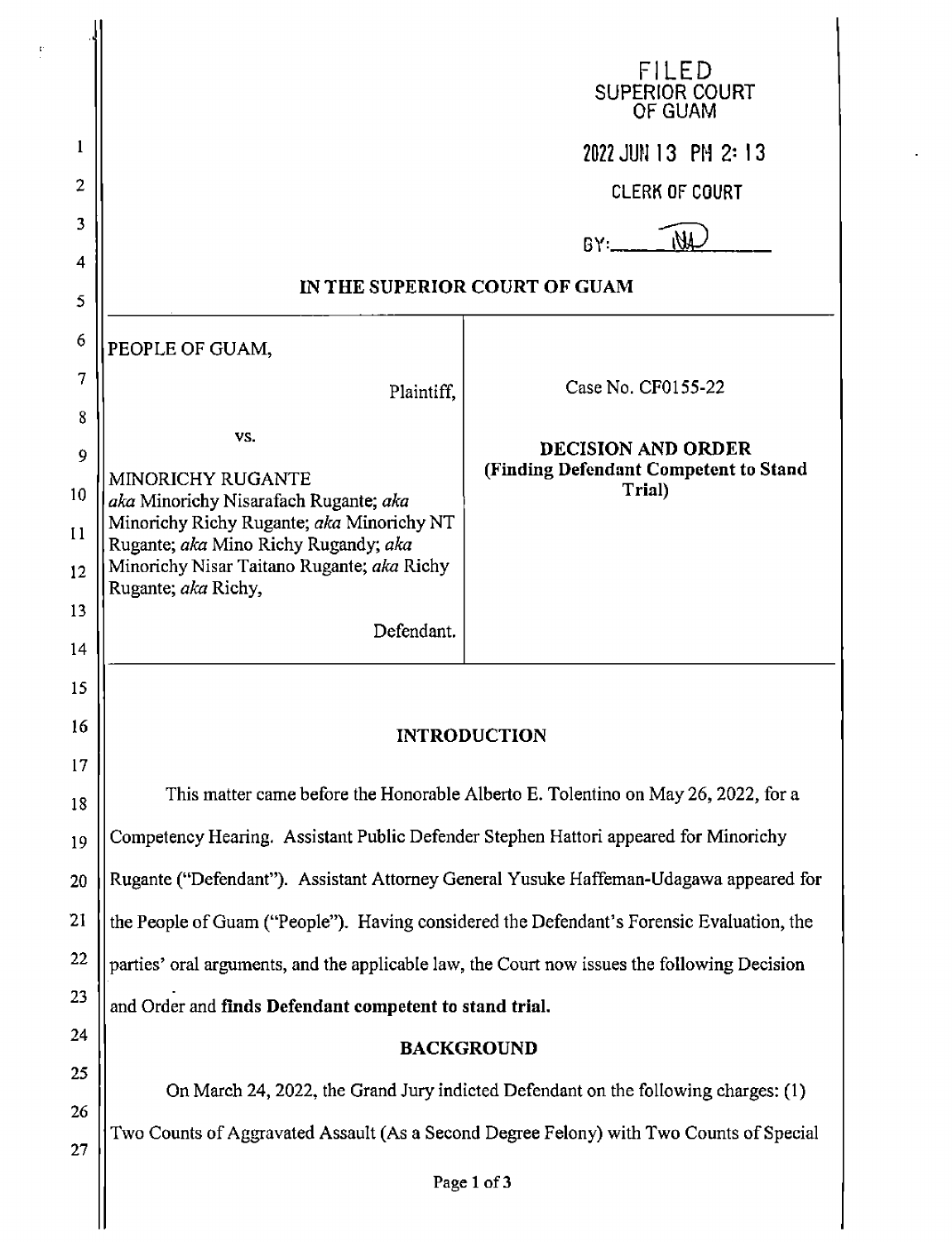FILED
SUPERIOR COURT
OF GUAM

2022 JUN 13 PM 2:13

CLERK OF COURT

BY: NA

# IN THE SUPERIOR COURT OF GUAM

| | |
|---|---|
| PEOPLE OF GUAM,<br><br>Plaintiff,<br><br>vs.<br><br>MINORICHY RUGANTE<br>*aka* Minorichy Nisarafach Rugante; *aka* Minorichy Richy Rugante; *aka* Minorichy NT Rugante; *aka* Mino Richy Rugandy; *aka* Minorichy Nisar Taitano Rugante; *aka* Richy Rugante; *aka* Richy,<br><br>Defendant. | Case No. CF0155-22<br><br>**DECISION AND ORDER**<br>**(Finding Defendant Competent to Stand Trial)** |

## INTRODUCTION

This matter came before the Honorable Alberto E. Tolentino on May 26, 2022, for a Competency Hearing. Assistant Public Defender Stephen Hattori appeared for Minorichy Rugante ("Defendant"). Assistant Attorney General Yusuke Haffeman-Udagawa appeared for the People of Guam ("People"). Having considered the Defendant's Forensic Evaluation, the parties' oral arguments, and the applicable law, the Court now issues the following Decision and Order and **finds Defendant competent to stand trial.**

## BACKGROUND

On March 24, 2022, the Grand Jury indicted Defendant on the following charges: (1) Two Counts of Aggravated Assault (As a Second Degree Felony) with Two Counts of Special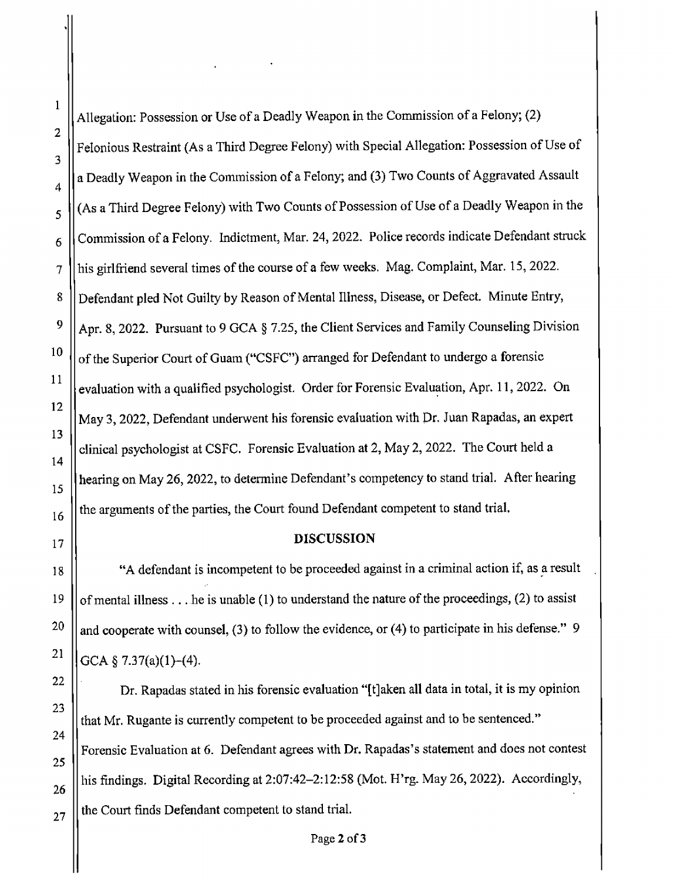Allegation: Possession or Use of a Deadly Weapon in the Commission of a Felony; (2) Felonious Restraint (As a Third Degree Felony) with Special Allegation: Possession of Use of a Deadly Weapon in the Commission of a Felony; and (3) Two Counts of Aggravated Assault (As a Third Degree Felony) with Two Counts of Possession of Use of a Deadly Weapon in the Commission of a Felony. Indictment, Mar. 24, 2022. Police records indicate Defendant struck his girlfriend several times of the course of a few weeks. Mag. Complaint, Mar. 15, 2022. Defendant pled Not Guilty by Reason of Mental Illness, Disease, or Defect. Minute Entry, Apr. 8, 2022. Pursuant to 9 GCA § 7.25, the Client Services and Family Counseling Division of the Superior Court of Guam ("CSFC") arranged for Defendant to undergo a forensic evaluation with a qualified psychologist. Order for Forensic Evaluation, Apr. 11, 2022. On May 3, 2022, Defendant underwent his forensic evaluation with Dr. Juan Rapadas, an expert clinical psychologist at CSFC. Forensic Evaluation at 2, May 2, 2022. The Court held a hearing on May 26, 2022, to determine Defendant's competency to stand trial. After hearing the arguments of the parties, the Court found Defendant competent to stand trial.

## DISCUSSION

"A defendant is incompetent to be proceeded against in a criminal action if, as a result of mental illness . . . he is unable (1) to understand the nature of the proceedings, (2) to assist and cooperate with counsel, (3) to follow the evidence, or (4) to participate in his defense." 9 GCA § 7.37(a)(1)–(4).

Dr. Rapadas stated in his forensic evaluation "[t]aken all data in total, it is my opinion that Mr. Rugante is currently competent to be proceeded against and to be sentenced." Forensic Evaluation at 6. Defendant agrees with Dr. Rapadas's statement and does not contest his findings. Digital Recording at 2:07:42–2:12:58 (Mot. H'rg. May 26, 2022). Accordingly, the Court finds Defendant competent to stand trial.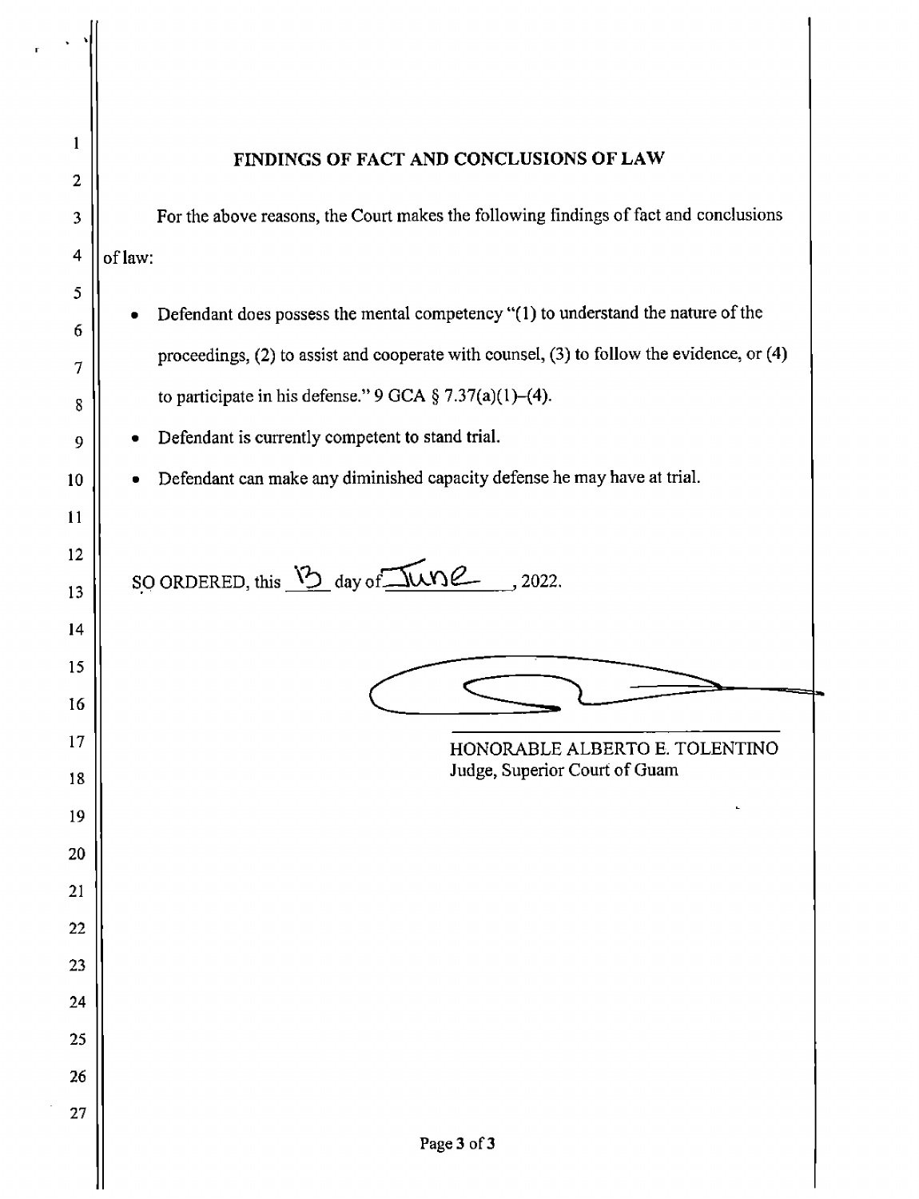## FINDINGS OF FACT AND CONCLUSIONS OF LAW

For the above reasons, the Court makes the following findings of fact and conclusions of law:

- Defendant does possess the mental competency "(1) to understand the nature of the proceedings, (2) to assist and cooperate with counsel, (3) to follow the evidence, or (4) to participate in his defense." 9 GCA § 7.37(a)(1)–(4).
- Defendant is currently competent to stand trial.
- Defendant can make any diminished capacity defense he may have at trial.

SO ORDERED, this 13 day of June, 2022.

HONORABLE ALBERTO E. TOLENTINO
Judge, Superior Court of Guam